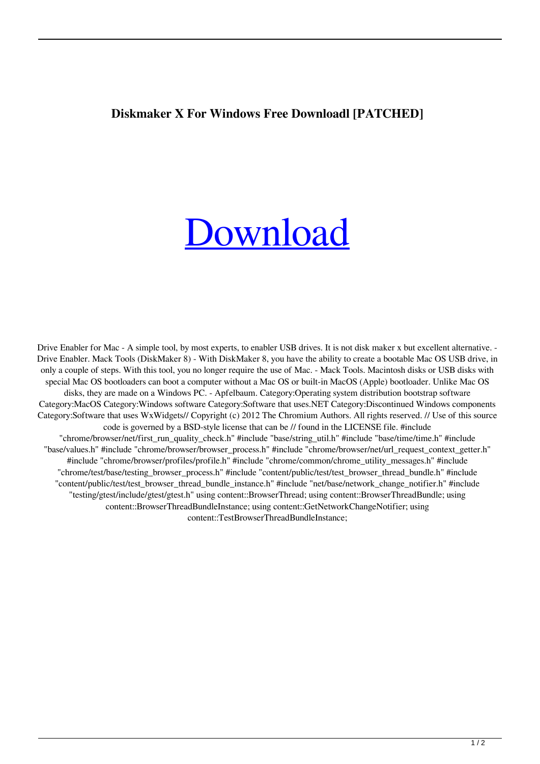**Diskmaker X For Windows Free Downloadl [PATCHED]**

# Download

Drive Enabler for Mac - A simple tool, by most experts, to enabler USB drives. It is not disk maker x but excellent alternative. - Drive Enabler. Mack Tools (DiskMaker 8) - With DiskMaker 8, you have the ability to create a bootable Mac OS USB drive, in only a couple of steps. With this tool, you no longer require the use of Mac. - Mack Tools. Macintosh disks or USB disks with special Mac OS bootloaders can boot a computer without a Mac OS or built-in MacOS (Apple) bootloader. Unlike Mac OS disks, they are made on a Windows PC. - Apfelbaum. Category:Operating system distribution bootstrap software Category:MacOS Category:Windows software Category:Software that uses.NET Category:Discontinued Windows components Category:Software that uses WxWidgets// Copyright (c) 2012 The Chromium Authors. All rights reserved. // Use of this source code is governed by a BSD-style license that can be // found in the LICENSE file. #include "chrome/browser/net/first_run_quality_check.h" #include "base/string_util.h" #include "base/time/time.h" #include "base/values.h" #include "chrome/browser/browser_process.h" #include "chrome/browser/net/url_request_context_getter.h" #include "chrome/browser/profiles/profile.h" #include "chrome/common/chrome_utility_messages.h" #include "chrome/test/base/testing_browser_process.h" #include "content/public/test/test_browser_thread_bundle.h" #include "content/public/test/test_browser_thread_bundle_instance.h" #include "net/base/network_change_notifier.h" #include "testing/gtest/include/gtest/gtest.h" using content::BrowserThread; using content::BrowserThreadBundle; using content::BrowserThreadBundleInstance; using content::GetNetworkChangeNotifier; using content::TestBrowserThreadBundleInstance;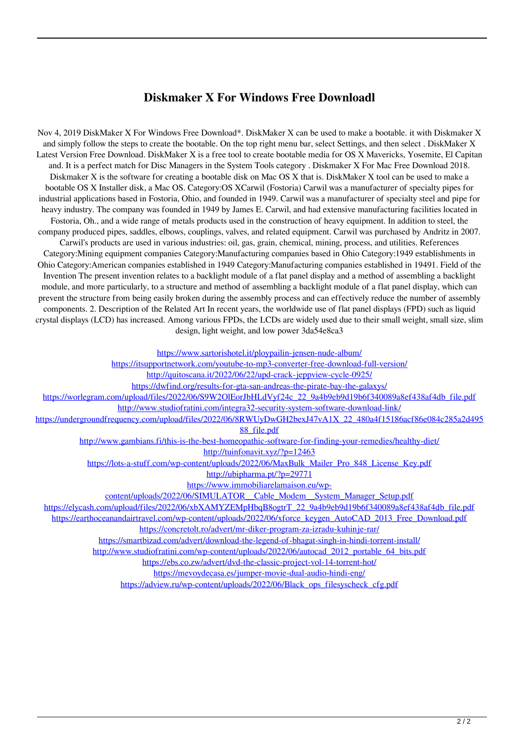# Diskmaker X For Windows Free Downloadl

Nov 4, 2019 DiskMaker X For Windows Free Download*. DiskMaker X can be used to make a bootable. it with Diskmaker X and simply follow the steps to create the bootable. On the top right menu bar, select Settings, and then select . DiskMaker X Latest Version Free Download. DiskMaker X is a free tool to create bootable media for OS X Mavericks, Yosemite, El Capitan and. It is a perfect match for Disc Managers in the System Tools category . Diskmaker X For Mac Free Download 2018. Diskmaker X is the software for creating a bootable disk on Mac OS X that is. DiskMaker X tool can be used to make a bootable OS X Installer disk, a Mac OS. Category:OS XCarwil (Fostoria) Carwil was a manufacturer of specialty pipes for industrial applications based in Fostoria, Ohio, and founded in 1949. Carwil was a manufacturer of specialty steel and pipe for heavy industry. The company was founded in 1949 by James E. Carwil, and had extensive manufacturing facilities located in Fostoria, Oh., and a wide range of metals products used in the construction of heavy equipment. In addition to steel, the company produced pipes, saddles, elbows, couplings, valves, and related equipment. Carwil was purchased by Andritz in 2007. Carwil's products are used in various industries: oil, gas, grain, chemical, mining, process, and utilities. References Category:Mining equipment companies Category:Manufacturing companies based in Ohio Category:1949 establishments in Ohio Category:American companies established in 1949 Category:Manufacturing companies established in 19491. Field of the Invention The present invention relates to a backlight module of a flat panel display and a method of assembling a backlight module, and more particularly, to a structure and method of assembling a backlight module of a flat panel display, which can prevent the structure from being easily broken during the assembly process and can effectively reduce the number of assembly components. 2. Description of the Related Art In recent years, the worldwide use of flat panel displays (FPD) such as liquid crystal displays (LCD) has increased. Among various FPDs, the LCDs are widely used due to their small weight, small size, slim design, light weight, and low power 3da54e8ca3

https://www.sartorishotel.it/ploypailin-jensen-nude-album/
https://itsupportnetwork.com/youtube-to-mp3-converter-free-download-full-version/
http://quitoscana.it/2022/06/22/upd-crack-jeppview-cycle-0925/
https://dwfind.org/results-for-gta-san-andreas-the-pirate-bay-the-galaxys/
https://worlegram.com/upload/files/2022/06/S9W2OlEorJbHLdVyf24c_22_9a4b9eb9d19b6f340089a8ef438af4db_file.pdf
http://www.studiofratini.com/integra32-security-system-software-download-link/
https://undergroundfrequency.com/upload/files/2022/06/8RWUyDwGH2bexJ47vA1X_22_480a4f15186acf86e084c285a2d49588_file.pdf
http://www.gambians.fi/this-is-the-best-homeopathic-software-for-finding-your-remedies/healthy-diet/
http://tuinfonavit.xyz/?p=12463
https://lots-a-stuff.com/wp-content/uploads/2022/06/MaxBulk_Mailer_Pro_848_License_Key.pdf
http://ubipharma.pt/?p=29771
https://www.immobiliarelamaison.eu/wp-content/uploads/2022/06/SIMULATOR__Cable_Modem__System_Manager_Setup.pdf
https://elycash.com/upload/files/2022/06/xbXAMYZEMpHbqB8ogtrT_22_9a4b9eb9d19b6f340089a8ef438af4db_file.pdf
https://earthoceanandairtravel.com/wp-content/uploads/2022/06/xforce_keygen_AutoCAD_2013_Free_Download.pdf
https://concretolt.ro/advert/mr-diker-program-za-izradu-kuhinje-rar/
https://smartbizad.com/advert/download-the-legend-of-bhagat-singh-in-hindi-torrent-install/
http://www.studiofratini.com/wp-content/uploads/2022/06/autocad_2012_portable_64_bits.pdf
https://ebs.co.zw/advert/dvd-the-classic-project-vol-14-torrent-hot/
https://mevoydecasa.es/jumper-movie-dual-audio-hindi-eng/
https://adview.ru/wp-content/uploads/2022/06/Black_ops_filesyscheck_cfg.pdf